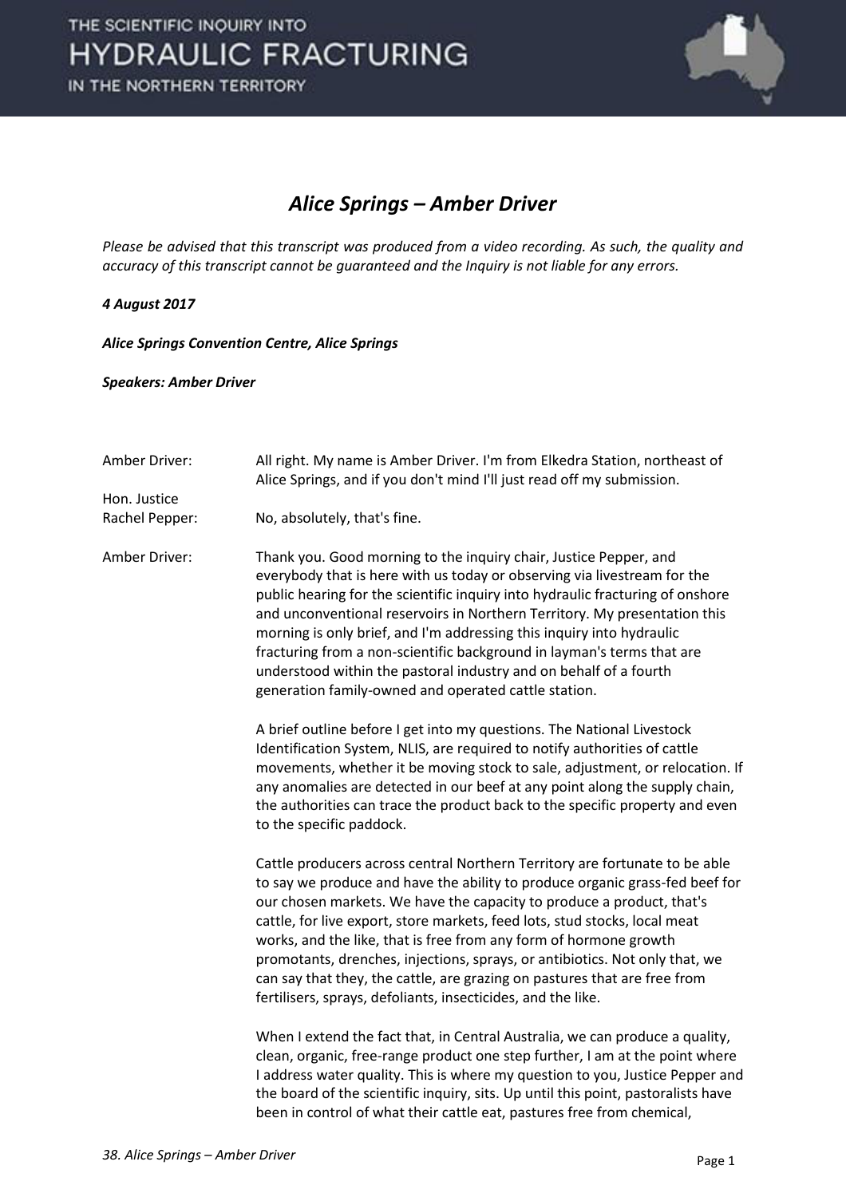# Alice Springs – Amber Driver

*Please be advised that this transcript was produced from a video recording. As such, the quality and accuracy of this transcript cannot be guaranteed and the Inquiry is not liable for any errors.*

***4 August 2017***

***Alice Springs Convention Centre, Alice Springs***

***Speakers: Amber Driver***

| | |
|---|---|
| Amber Driver: | All right. My name is Amber Driver. I'm from Elkedra Station, northeast of Alice Springs, and if you don't mind I'll just read off my submission. |
| Hon. Justice Rachel Pepper: | No, absolutely, that's fine. |
| Amber Driver: | Thank you. Good morning to the inquiry chair, Justice Pepper, and everybody that is here with us today or observing via livestream for the public hearing for the scientific inquiry into hydraulic fracturing of onshore and unconventional reservoirs in Northern Territory. My presentation this morning is only brief, and I'm addressing this inquiry into hydraulic fracturing from a non-scientific background in layman's terms that are understood within the pastoral industry and on behalf of a fourth generation family-owned and operated cattle station. |

A brief outline before I get into my questions. The National Livestock Identification System, NLIS, are required to notify authorities of cattle movements, whether it be moving stock to sale, adjustment, or relocation. If any anomalies are detected in our beef at any point along the supply chain, the authorities can trace the product back to the specific property and even to the specific paddock.

Cattle producers across central Northern Territory are fortunate to be able to say we produce and have the ability to produce organic grass-fed beef for our chosen markets. We have the capacity to produce a product, that's cattle, for live export, store markets, feed lots, stud stocks, local meat works, and the like, that is free from any form of hormone growth promotants, drenches, injections, sprays, or antibiotics. Not only that, we can say that they, the cattle, are grazing on pastures that are free from fertilisers, sprays, defoliants, insecticides, and the like.

When I extend the fact that, in Central Australia, we can produce a quality, clean, organic, free-range product one step further, I am at the point where I address water quality. This is where my question to you, Justice Pepper and the board of the scientific inquiry, sits. Up until this point, pastoralists have been in control of what their cattle eat, pastures free from chemical,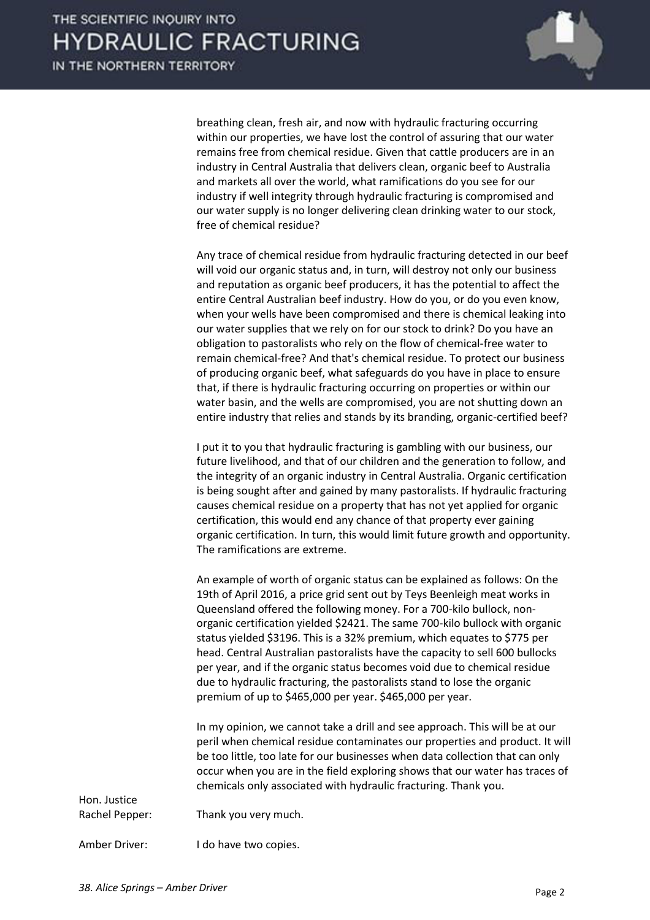breathing clean, fresh air, and now with hydraulic fracturing occurring within our properties, we have lost the control of assuring that our water remains free from chemical residue. Given that cattle producers are in an industry in Central Australia that delivers clean, organic beef to Australia and markets all over the world, what ramifications do you see for our industry if well integrity through hydraulic fracturing is compromised and our water supply is no longer delivering clean drinking water to our stock, free of chemical residue?

Any trace of chemical residue from hydraulic fracturing detected in our beef will void our organic status and, in turn, will destroy not only our business and reputation as organic beef producers, it has the potential to affect the entire Central Australian beef industry. How do you, or do you even know, when your wells have been compromised and there is chemical leaking into our water supplies that we rely on for our stock to drink? Do you have an obligation to pastoralists who rely on the flow of chemical-free water to remain chemical-free? And that's chemical residue. To protect our business of producing organic beef, what safeguards do you have in place to ensure that, if there is hydraulic fracturing occurring on properties or within our water basin, and the wells are compromised, you are not shutting down an entire industry that relies and stands by its branding, organic-certified beef?

I put it to you that hydraulic fracturing is gambling with our business, our future livelihood, and that of our children and the generation to follow, and the integrity of an organic industry in Central Australia. Organic certification is being sought after and gained by many pastoralists. If hydraulic fracturing causes chemical residue on a property that has not yet applied for organic certification, this would end any chance of that property ever gaining organic certification. In turn, this would limit future growth and opportunity. The ramifications are extreme.

An example of worth of organic status can be explained as follows: On the 19th of April 2016, a price grid sent out by Teys Beenleigh meat works in Queensland offered the following money. For a 700-kilo bullock, non-organic certification yielded $2421. The same 700-kilo bullock with organic status yielded $3196. This is a 32% premium, which equates to $775 per head. Central Australian pastoralists have the capacity to sell 600 bullocks per year, and if the organic status becomes void due to chemical residue due to hydraulic fracturing, the pastoralists stand to lose the organic premium of up to $465,000 per year. $465,000 per year.

In my opinion, we cannot take a drill and see approach. This will be at our peril when chemical residue contaminates our properties and product. It will be too little, too late for our businesses when data collection that can only occur when you are in the field exploring shows that our water has traces of chemicals only associated with hydraulic fracturing. Thank you.

Hon. Justice Rachel Pepper: Thank you very much.

Amber Driver: I do have two copies.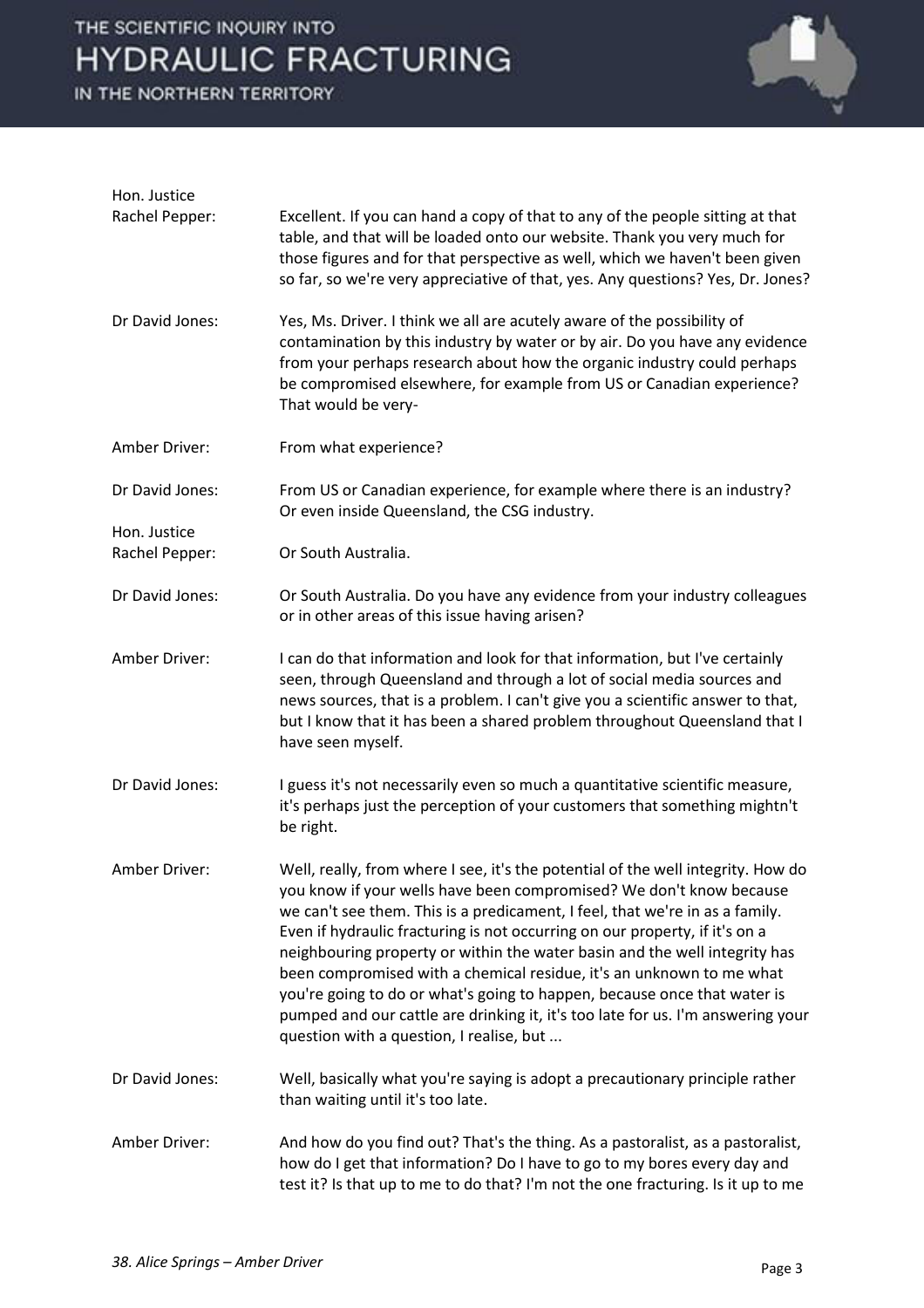**Hon. Justice Rachel Pepper:** Excellent. If you can hand a copy of that to any of the people sitting at that table, and that will be loaded onto our website. Thank you very much for those figures and for that perspective as well, which we haven't been given so far, so we're very appreciative of that, yes. Any questions? Yes, Dr. Jones?

**Dr David Jones:** Yes, Ms. Driver. I think we all are acutely aware of the possibility of contamination by this industry by water or by air. Do you have any evidence from your perhaps research about how the organic industry could perhaps be compromised elsewhere, for example from US or Canadian experience? That would be very-

**Amber Driver:** From what experience?

**Dr David Jones:** From US or Canadian experience, for example where there is an industry? Or even inside Queensland, the CSG industry.

**Hon. Justice Rachel Pepper:** Or South Australia.

**Dr David Jones:** Or South Australia. Do you have any evidence from your industry colleagues or in other areas of this issue having arisen?

**Amber Driver:** I can do that information and look for that information, but I've certainly seen, through Queensland and through a lot of social media sources and news sources, that is a problem. I can't give you a scientific answer to that, but I know that it has been a shared problem throughout Queensland that I have seen myself.

**Dr David Jones:** I guess it's not necessarily even so much a quantitative scientific measure, it's perhaps just the perception of your customers that something mightn't be right.

**Amber Driver:** Well, really, from where I see, it's the potential of the well integrity. How do you know if your wells have been compromised? We don't know because we can't see them. This is a predicament, I feel, that we're in as a family. Even if hydraulic fracturing is not occurring on our property, if it's on a neighbouring property or within the water basin and the well integrity has been compromised with a chemical residue, it's an unknown to me what you're going to do or what's going to happen, because once that water is pumped and our cattle are drinking it, it's too late for us. I'm answering your question with a question, I realise, but ...

**Dr David Jones:** Well, basically what you're saying is adopt a precautionary principle rather than waiting until it's too late.

**Amber Driver:** And how do you find out? That's the thing. As a pastoralist, as a pastoralist, how do I get that information? Do I have to go to my bores every day and test it? Is that up to me to do that? I'm not the one fracturing. Is it up to me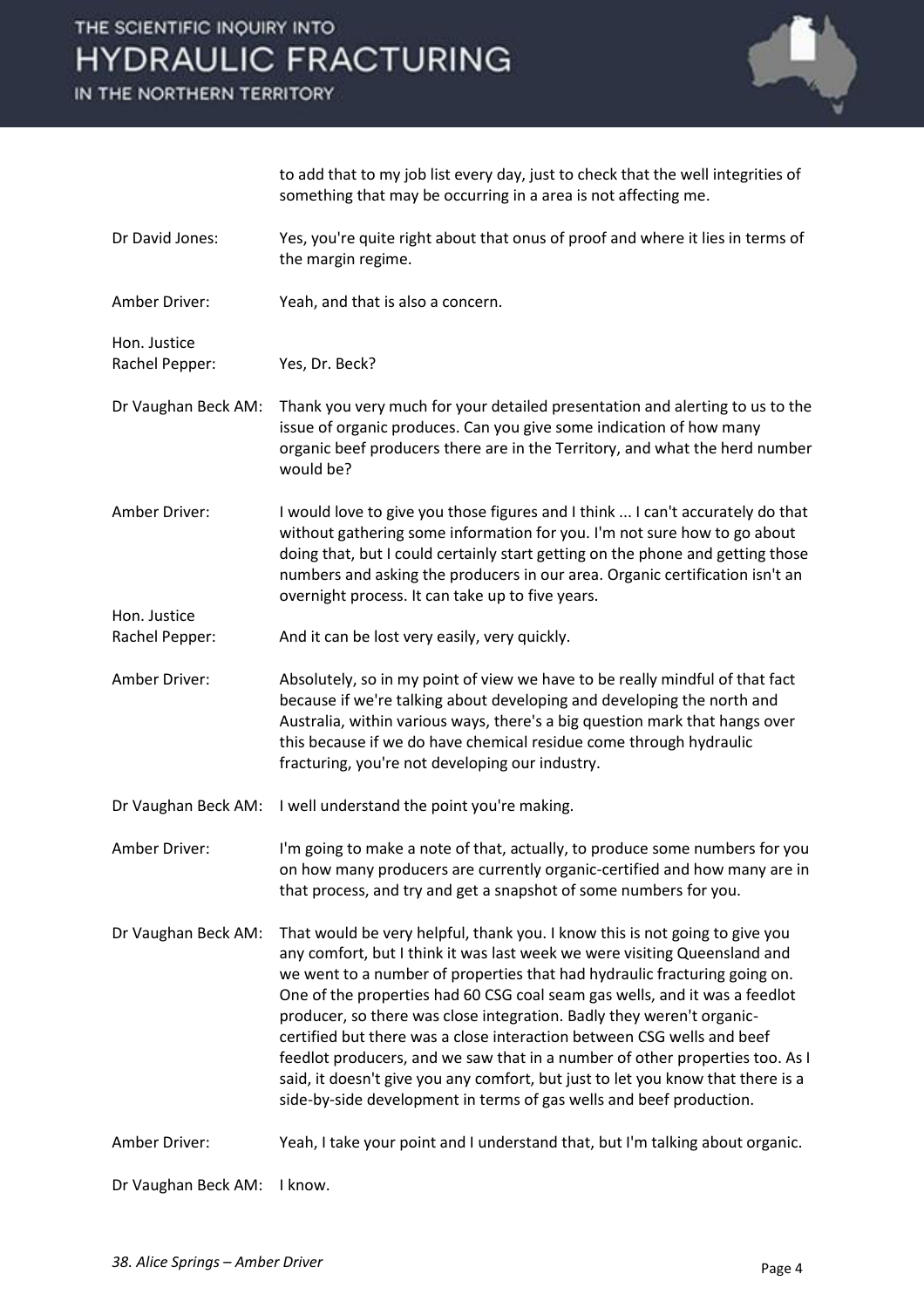to add that to my job list every day, just to check that the well integrities of something that may be occurring in a area is not affecting me.

**Dr David Jones:** Yes, you're quite right about that onus of proof and where it lies in terms of the margin regime.

**Amber Driver:** Yeah, and that is also a concern.

**Hon. Justice Rachel Pepper:** Yes, Dr. Beck?

**Dr Vaughan Beck AM:** Thank you very much for your detailed presentation and alerting to us to the issue of organic produces. Can you give some indication of how many organic beef producers there are in the Territory, and what the herd number would be?

**Amber Driver:** I would love to give you those figures and I think ... I can't accurately do that without gathering some information for you. I'm not sure how to go about doing that, but I could certainly start getting on the phone and getting those numbers and asking the producers in our area. Organic certification isn't an overnight process. It can take up to five years.

**Hon. Justice Rachel Pepper:** And it can be lost very easily, very quickly.

**Amber Driver:** Absolutely, so in my point of view we have to be really mindful of that fact because if we're talking about developing and developing the north and Australia, within various ways, there's a big question mark that hangs over this because if we do have chemical residue come through hydraulic fracturing, you're not developing our industry.

**Dr Vaughan Beck AM:** I well understand the point you're making.

**Amber Driver:** I'm going to make a note of that, actually, to produce some numbers for you on how many producers are currently organic-certified and how many are in that process, and try and get a snapshot of some numbers for you.

**Dr Vaughan Beck AM:** That would be very helpful, thank you. I know this is not going to give you any comfort, but I think it was last week we were visiting Queensland and we went to a number of properties that had hydraulic fracturing going on. One of the properties had 60 CSG coal seam gas wells, and it was a feedlot producer, so there was close integration. Badly they weren't organic-certified but there was a close interaction between CSG wells and beef feedlot producers, and we saw that in a number of other properties too. As I said, it doesn't give you any comfort, but just to let you know that there is a side-by-side development in terms of gas wells and beef production.

**Amber Driver:** Yeah, I take your point and I understand that, but I'm talking about organic.

**Dr Vaughan Beck AM:** I know.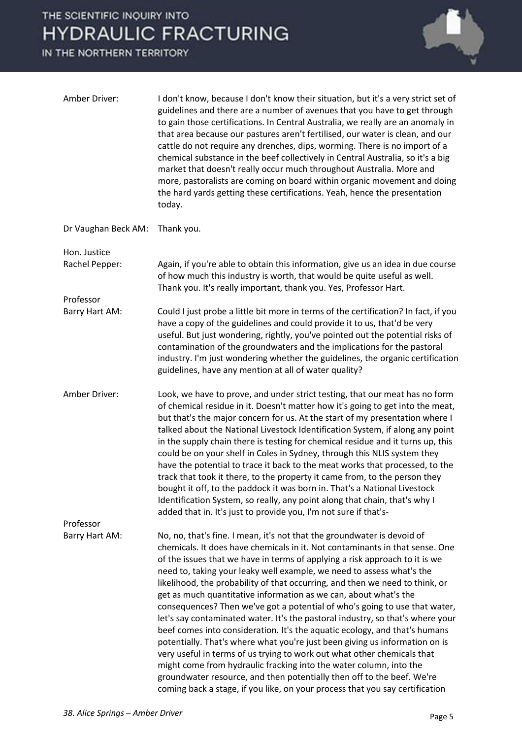**Amber Driver:** I don't know, because I don't know their situation, but it's a very strict set of guidelines and there are a number of avenues that you have to get through to gain those certifications. In Central Australia, we really are an anomaly in that area because our pastures aren't fertilised, our water is clean, and our cattle do not require any drenches, dips, worming. There is no import of a chemical substance in the beef collectively in Central Australia, so it's a big market that doesn't really occur much throughout Australia. More and more, pastoralists are coming on board within organic movement and doing the hard yards getting these certifications. Yeah, hence the presentation today.

**Dr Vaughan Beck AM:** Thank you.

**Hon. Justice Rachel Pepper:** Again, if you're able to obtain this information, give us an idea in due course of how much this industry is worth, that would be quite useful as well. Thank you. It's really important, thank you. Yes, Professor Hart.

**Professor Barry Hart AM:** Could I just probe a little bit more in terms of the certification? In fact, if you have a copy of the guidelines and could provide it to us, that'd be very useful. But just wondering, rightly, you've pointed out the potential risks of contamination of the groundwaters and the implications for the pastoral industry. I'm just wondering whether the guidelines, the organic certification guidelines, have any mention at all of water quality?

**Amber Driver:** Look, we have to prove, and under strict testing, that our meat has no form of chemical residue in it. Doesn't matter how it's going to get into the meat, but that's the major concern for us. At the start of my presentation where I talked about the National Livestock Identification System, if along any point in the supply chain there is testing for chemical residue and it turns up, this could be on your shelf in Coles in Sydney, through this NLIS system they have the potential to trace it back to the meat works that processed, to the track that took it there, to the property it came from, to the person they bought it off, to the paddock it was born in. That's a National Livestock Identification System, so really, any point along that chain, that's why I added that in. It's just to provide you, I'm not sure if that's-

**Professor Barry Hart AM:** No, no, that's fine. I mean, it's not that the groundwater is devoid of chemicals. It does have chemicals in it. Not contaminants in that sense. One of the issues that we have in terms of applying a risk approach to it is we need to, taking your leaky well example, we need to assess what's the likelihood, the probability of that occurring, and then we need to think, or get as much quantitative information as we can, about what's the consequences? Then we've got a potential of who's going to use that water, let's say contaminated water. It's the pastoral industry, so that's where your beef comes into consideration. It's the aquatic ecology, and that's humans potentially. That's where what you're just been giving us information on is very useful in terms of us trying to work out what other chemicals that might come from hydraulic fracking into the water column, into the groundwater resource, and then potentially then off to the beef. We're coming back a stage, if you like, on your process that you say certification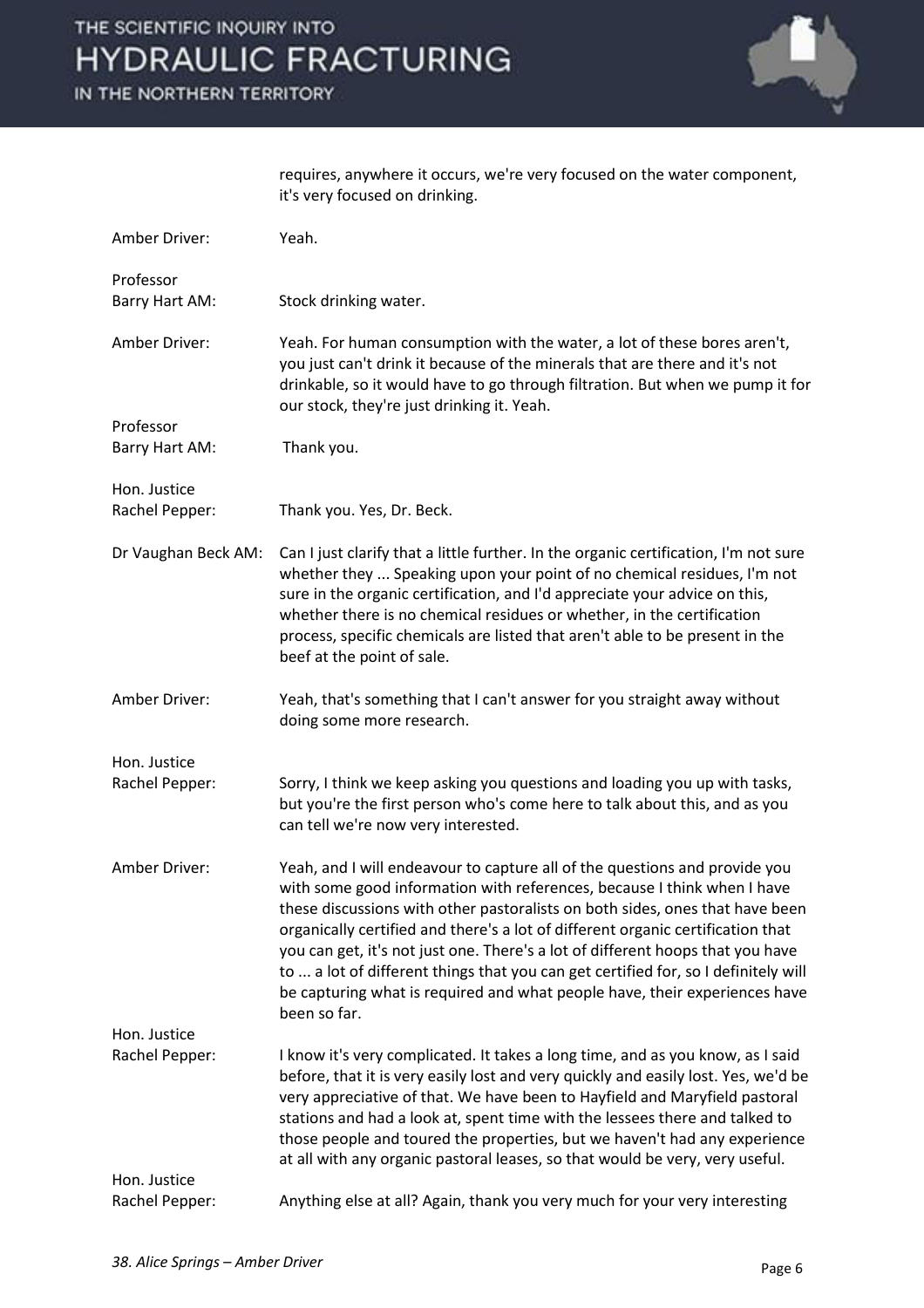requires, anywhere it occurs, we're very focused on the water component, it's very focused on drinking.

**Amber Driver:** Yeah.

**Professor Barry Hart AM:** Stock drinking water.

**Amber Driver:** Yeah. For human consumption with the water, a lot of these bores aren't, you just can't drink it because of the minerals that are there and it's not drinkable, so it would have to go through filtration. But when we pump it for our stock, they're just drinking it. Yeah.

**Professor Barry Hart AM:** Thank you.

**Hon. Justice Rachel Pepper:** Thank you. Yes, Dr. Beck.

**Dr Vaughan Beck AM:** Can I just clarify that a little further. In the organic certification, I'm not sure whether they ... Speaking upon your point of no chemical residues, I'm not sure in the organic certification, and I'd appreciate your advice on this, whether there is no chemical residues or whether, in the certification process, specific chemicals are listed that aren't able to be present in the beef at the point of sale.

**Amber Driver:** Yeah, that's something that I can't answer for you straight away without doing some more research.

**Hon. Justice Rachel Pepper:** Sorry, I think we keep asking you questions and loading you up with tasks, but you're the first person who's come here to talk about this, and as you can tell we're now very interested.

**Amber Driver:** Yeah, and I will endeavour to capture all of the questions and provide you with some good information with references, because I think when I have these discussions with other pastoralists on both sides, ones that have been organically certified and there's a lot of different organic certification that you can get, it's not just one. There's a lot of different hoops that you have to ... a lot of different things that you can get certified for, so I definitely will be capturing what is required and what people have, their experiences have been so far.

**Hon. Justice Rachel Pepper:** I know it's very complicated. It takes a long time, and as you know, as I said before, that it is very easily lost and very quickly and easily lost. Yes, we'd be very appreciative of that. We have been to Hayfield and Maryfield pastoral stations and had a look at, spent time with the lessees there and talked to those people and toured the properties, but we haven't had any experience at all with any organic pastoral leases, so that would be very, very useful.

**Hon. Justice Rachel Pepper:** Anything else at all? Again, thank you very much for your very interesting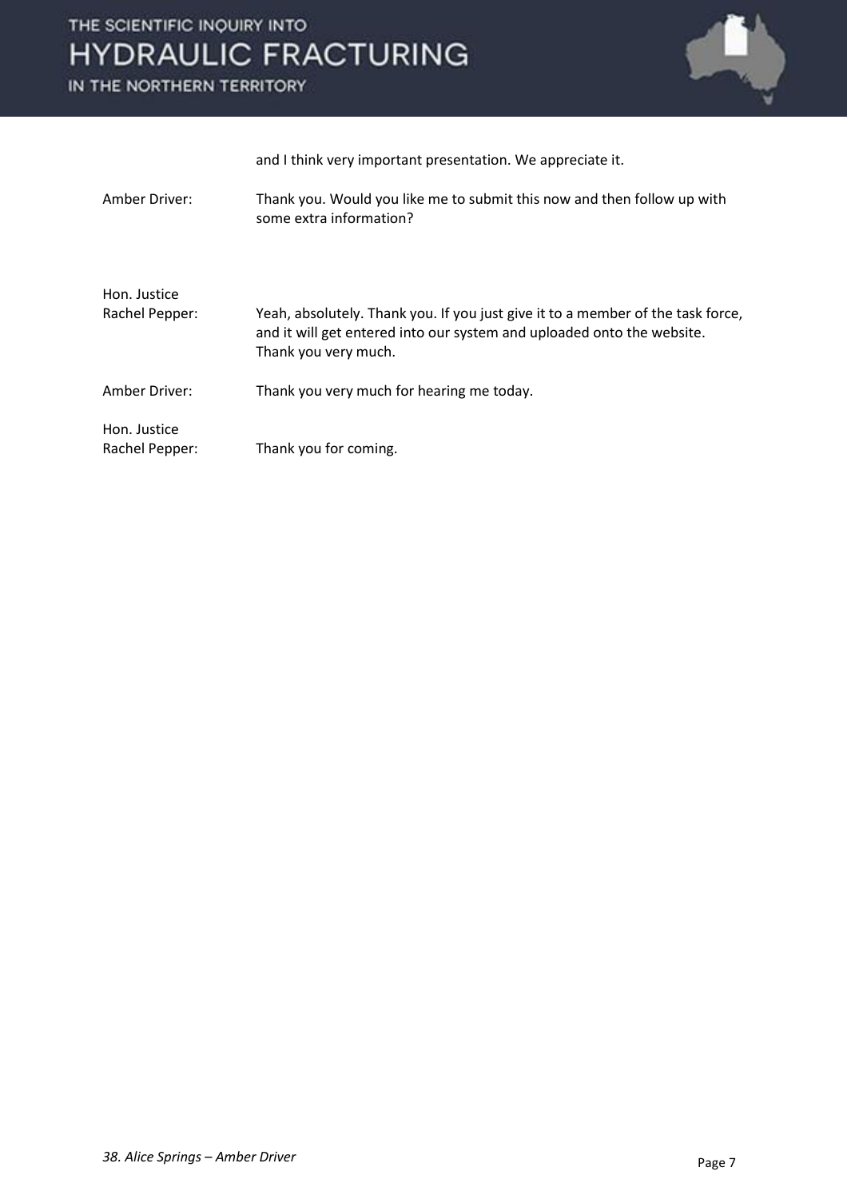and I think very important presentation. We appreciate it.

Amber Driver: Thank you. Would you like me to submit this now and then follow up with some extra information?

Hon. Justice Rachel Pepper: Yeah, absolutely. Thank you. If you just give it to a member of the task force, and it will get entered into our system and uploaded onto the website. Thank you very much.

Amber Driver: Thank you very much for hearing me today.

Hon. Justice Rachel Pepper: Thank you for coming.